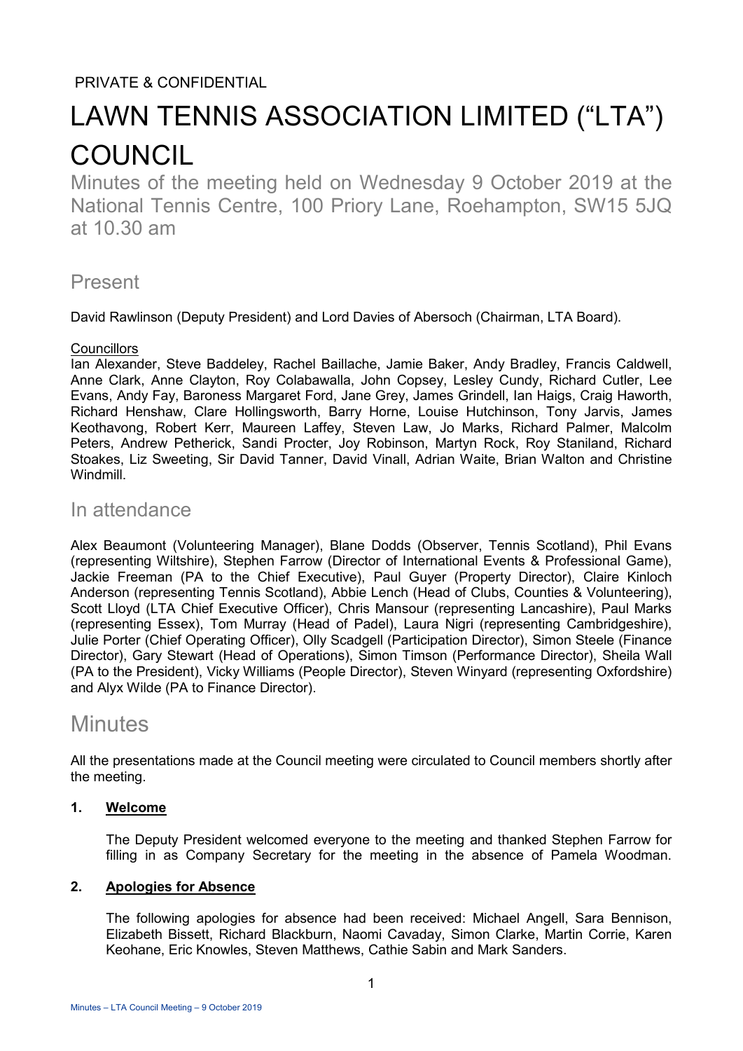PRIVATE & CONFIDENTIAL

# LAWN TENNIS ASSOCIATION LIMITED ("LTA") COUNCIL

Minutes of the meeting held on Wednesday 9 October 2019 at the National Tennis Centre, 100 Priory Lane, Roehampton, SW15 5JQ at 10.30 am

## Present

David Rawlinson (Deputy President) and Lord Davies of Abersoch (Chairman, LTA Board).

Councillors

Ian Alexander, Steve Baddeley, Rachel Baillache, Jamie Baker, Andy Bradley, Francis Caldwell, Anne Clark, Anne Clayton, Roy Colabawalla, John Copsey, Lesley Cundy, Richard Cutler, Lee Evans, Andy Fay, Baroness Margaret Ford, Jane Grey, James Grindell, Ian Haigs, Craig Haworth, Richard Henshaw, Clare Hollingsworth, Barry Horne, Louise Hutchinson, Tony Jarvis, James Keothavong, Robert Kerr, Maureen Laffey, Steven Law, Jo Marks, Richard Palmer, Malcolm Peters, Andrew Petherick, Sandi Procter, Joy Robinson, Martyn Rock, Roy Staniland, Richard Stoakes, Liz Sweeting, Sir David Tanner, David Vinall, Adrian Waite, Brian Walton and Christine Windmill.

## In attendance

Alex Beaumont (Volunteering Manager), Blane Dodds (Observer, Tennis Scotland), Phil Evans (representing Wiltshire), Stephen Farrow (Director of International Events & Professional Game), Jackie Freeman (PA to the Chief Executive), Paul Guyer (Property Director), Claire Kinloch Anderson (representing Tennis Scotland), Abbie Lench (Head of Clubs, Counties & Volunteering), Scott Lloyd (LTA Chief Executive Officer), Chris Mansour (representing Lancashire), Paul Marks (representing Essex), Tom Murray (Head of Padel), Laura Nigri (representing Cambridgeshire), Julie Porter (Chief Operating Officer), Olly Scadgell (Participation Director), Simon Steele (Finance Director), Gary Stewart (Head of Operations), Simon Timson (Performance Director), Sheila Wall (PA to the President), Vicky Williams (People Director), Steven Winyard (representing Oxfordshire) and Alyx Wilde (PA to Finance Director).

# Minutes

All the presentations made at the Council meeting were circulated to Council members shortly after the meeting.

1. **Welcome**

   The Deputy President welcomed everyone to the meeting and thanked Stephen Farrow for filling in as Company Secretary for the meeting in the absence of Pamela Woodman.

2. **Apologies for Absence**

   The following apologies for absence had been received: Michael Angell, Sara Bennison, Elizabeth Bissett, Richard Blackburn, Naomi Cavaday, Simon Clarke, Martin Corrie, Karen Keohane, Eric Knowles, Steven Matthews, Cathie Sabin and Mark Sanders.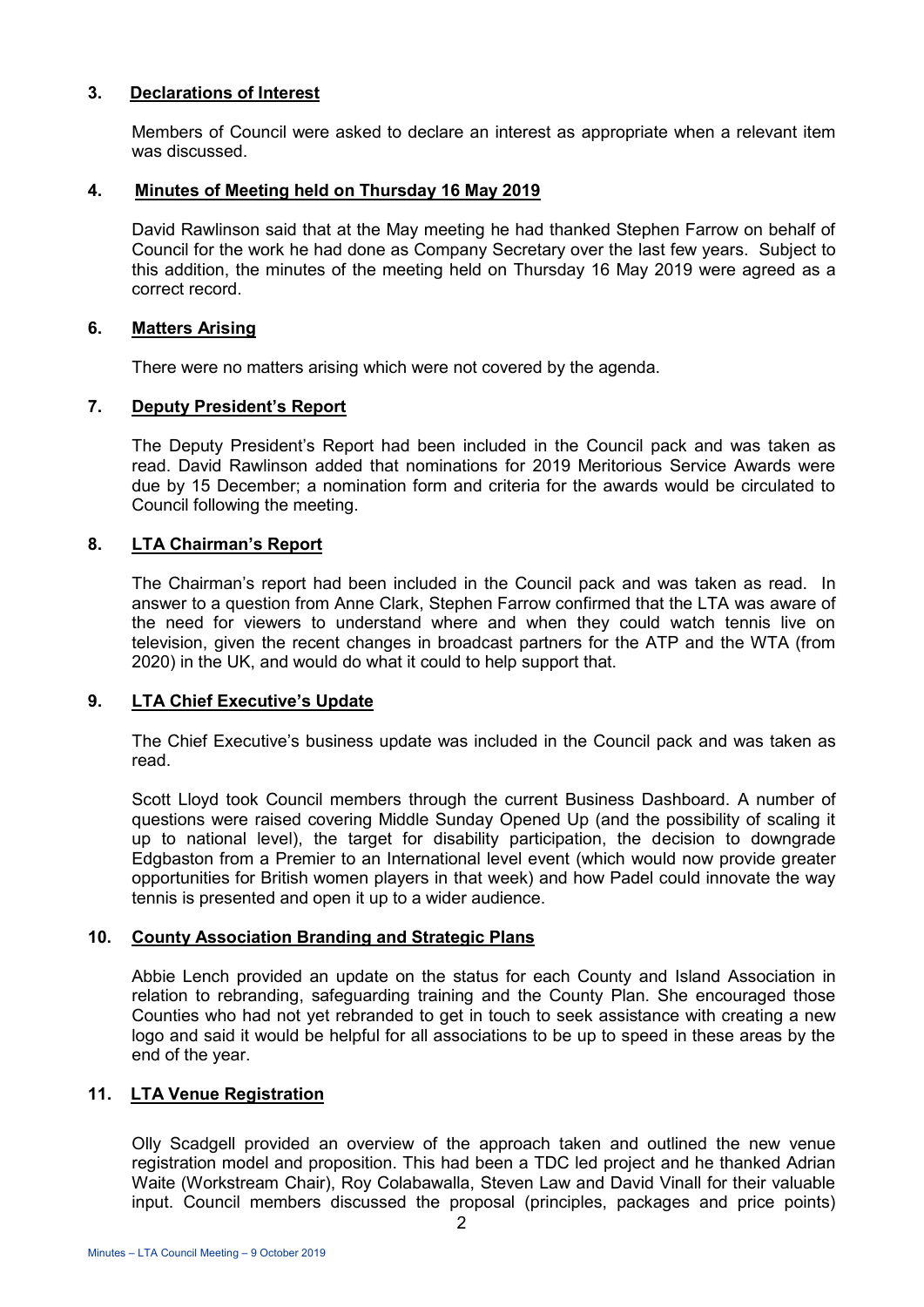## 3. Declarations of Interest

Members of Council were asked to declare an interest as appropriate when a relevant item was discussed.

## 4. Minutes of Meeting held on Thursday 16 May 2019

David Rawlinson said that at the May meeting he had thanked Stephen Farrow on behalf of Council for the work he had done as Company Secretary over the last few years. Subject to this addition, the minutes of the meeting held on Thursday 16 May 2019 were agreed as a correct record.

## 6. Matters Arising

There were no matters arising which were not covered by the agenda.

## 7. Deputy President's Report

The Deputy President's Report had been included in the Council pack and was taken as read. David Rawlinson added that nominations for 2019 Meritorious Service Awards were due by 15 December; a nomination form and criteria for the awards would be circulated to Council following the meeting.

## 8. LTA Chairman's Report

The Chairman's report had been included in the Council pack and was taken as read. In answer to a question from Anne Clark, Stephen Farrow confirmed that the LTA was aware of the need for viewers to understand where and when they could watch tennis live on television, given the recent changes in broadcast partners for the ATP and the WTA (from 2020) in the UK, and would do what it could to help support that.

## 9. LTA Chief Executive's Update

The Chief Executive's business update was included in the Council pack and was taken as read.

Scott Lloyd took Council members through the current Business Dashboard. A number of questions were raised covering Middle Sunday Opened Up (and the possibility of scaling it up to national level), the target for disability participation, the decision to downgrade Edgbaston from a Premier to an International level event (which would now provide greater opportunities for British women players in that week) and how Padel could innovate the way tennis is presented and open it up to a wider audience.

## 10. County Association Branding and Strategic Plans

Abbie Lench provided an update on the status for each County and Island Association in relation to rebranding, safeguarding training and the County Plan. She encouraged those Counties who had not yet rebranded to get in touch to seek assistance with creating a new logo and said it would be helpful for all associations to be up to speed in these areas by the end of the year.

## 11. LTA Venue Registration

Olly Scadgell provided an overview of the approach taken and outlined the new venue registration model and proposition. This had been a TDC led project and he thanked Adrian Waite (Workstream Chair), Roy Colabawalla, Steven Law and David Vinall for their valuable input. Council members discussed the proposal (principles, packages and price points)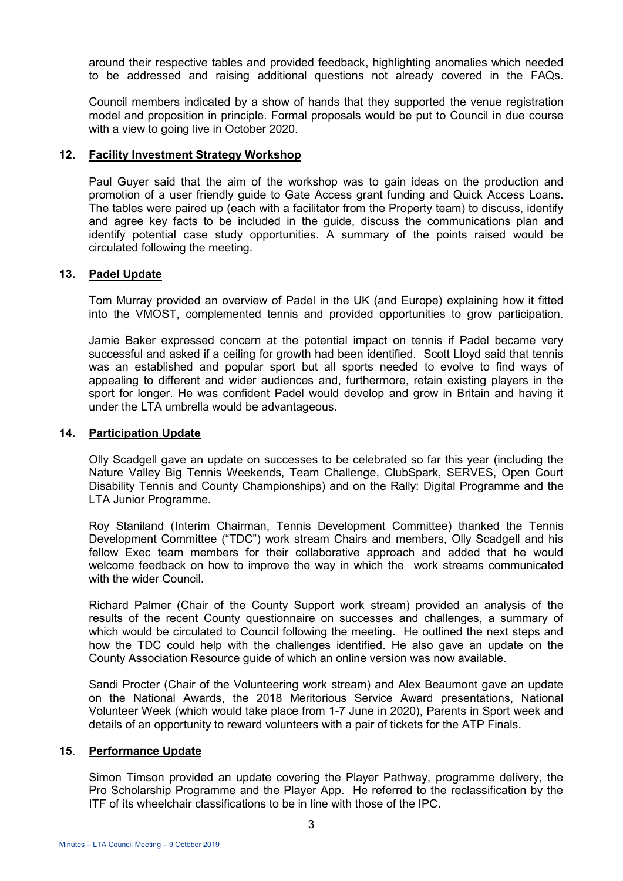around their respective tables and provided feedback, highlighting anomalies which needed to be addressed and raising additional questions not already covered in the FAQs.

Council members indicated by a show of hands that they supported the venue registration model and proposition in principle. Formal proposals would be put to Council in due course with a view to going live in October 2020.

## 12. Facility Investment Strategy Workshop

Paul Guyer said that the aim of the workshop was to gain ideas on the production and promotion of a user friendly guide to Gate Access grant funding and Quick Access Loans. The tables were paired up (each with a facilitator from the Property team) to discuss, identify and agree key facts to be included in the guide, discuss the communications plan and identify potential case study opportunities. A summary of the points raised would be circulated following the meeting.

## 13. Padel Update

Tom Murray provided an overview of Padel in the UK (and Europe) explaining how it fitted into the VMOST, complemented tennis and provided opportunities to grow participation.

Jamie Baker expressed concern at the potential impact on tennis if Padel became very successful and asked if a ceiling for growth had been identified. Scott Lloyd said that tennis was an established and popular sport but all sports needed to evolve to find ways of appealing to different and wider audiences and, furthermore, retain existing players in the sport for longer. He was confident Padel would develop and grow in Britain and having it under the LTA umbrella would be advantageous.

## 14. Participation Update

Olly Scadgell gave an update on successes to be celebrated so far this year (including the Nature Valley Big Tennis Weekends, Team Challenge, ClubSpark, SERVES, Open Court Disability Tennis and County Championships) and on the Rally: Digital Programme and the LTA Junior Programme.

Roy Staniland (Interim Chairman, Tennis Development Committee) thanked the Tennis Development Committee ("TDC") work stream Chairs and members, Olly Scadgell and his fellow Exec team members for their collaborative approach and added that he would welcome feedback on how to improve the way in which the work streams communicated with the wider Council.

Richard Palmer (Chair of the County Support work stream) provided an analysis of the results of the recent County questionnaire on successes and challenges, a summary of which would be circulated to Council following the meeting. He outlined the next steps and how the TDC could help with the challenges identified. He also gave an update on the County Association Resource guide of which an online version was now available.

Sandi Procter (Chair of the Volunteering work stream) and Alex Beaumont gave an update on the National Awards, the 2018 Meritorious Service Award presentations, National Volunteer Week (which would take place from 1-7 June in 2020), Parents in Sport week and details of an opportunity to reward volunteers with a pair of tickets for the ATP Finals.

## 15. Performance Update

Simon Timson provided an update covering the Player Pathway, programme delivery, the Pro Scholarship Programme and the Player App. He referred to the reclassification by the ITF of its wheelchair classifications to be in line with those of the IPC.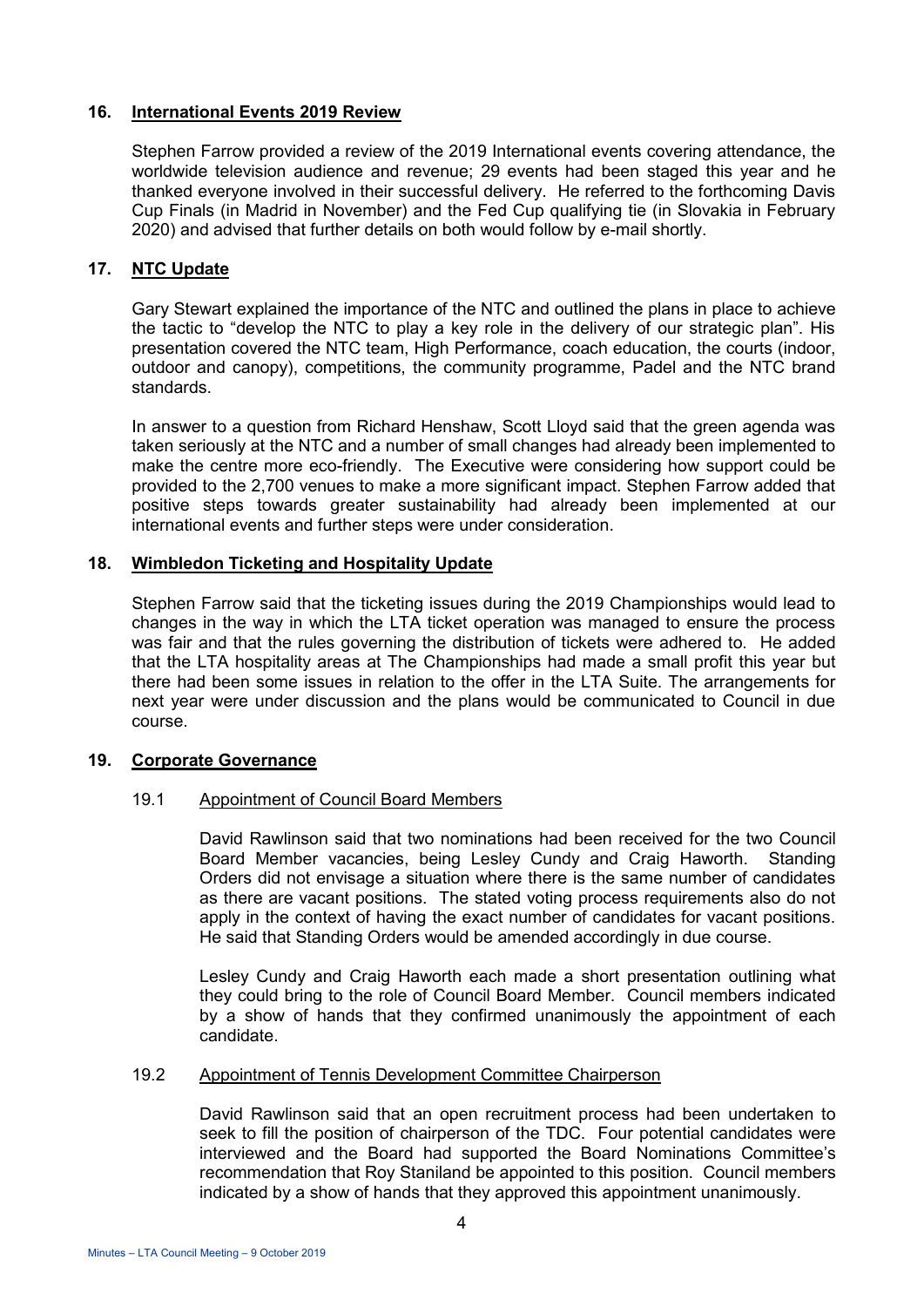## 16. International Events 2019 Review

Stephen Farrow provided a review of the 2019 International events covering attendance, the worldwide television audience and revenue; 29 events had been staged this year and he thanked everyone involved in their successful delivery. He referred to the forthcoming Davis Cup Finals (in Madrid in November) and the Fed Cup qualifying tie (in Slovakia in February 2020) and advised that further details on both would follow by e-mail shortly.

## 17. NTC Update

Gary Stewart explained the importance of the NTC and outlined the plans in place to achieve the tactic to "develop the NTC to play a key role in the delivery of our strategic plan". His presentation covered the NTC team, High Performance, coach education, the courts (indoor, outdoor and canopy), competitions, the community programme, Padel and the NTC brand standards.

In answer to a question from Richard Henshaw, Scott Lloyd said that the green agenda was taken seriously at the NTC and a number of small changes had already been implemented to make the centre more eco-friendly. The Executive were considering how support could be provided to the 2,700 venues to make a more significant impact. Stephen Farrow added that positive steps towards greater sustainability had already been implemented at our international events and further steps were under consideration.

## 18. Wimbledon Ticketing and Hospitality Update

Stephen Farrow said that the ticketing issues during the 2019 Championships would lead to changes in the way in which the LTA ticket operation was managed to ensure the process was fair and that the rules governing the distribution of tickets were adhered to. He added that the LTA hospitality areas at The Championships had made a small profit this year but there had been some issues in relation to the offer in the LTA Suite. The arrangements for next year were under discussion and the plans would be communicated to Council in due course.

## 19. Corporate Governance

### 19.1 Appointment of Council Board Members

David Rawlinson said that two nominations had been received for the two Council Board Member vacancies, being Lesley Cundy and Craig Haworth. Standing Orders did not envisage a situation where there is the same number of candidates as there are vacant positions. The stated voting process requirements also do not apply in the context of having the exact number of candidates for vacant positions. He said that Standing Orders would be amended accordingly in due course.

Lesley Cundy and Craig Haworth each made a short presentation outlining what they could bring to the role of Council Board Member. Council members indicated by a show of hands that they confirmed unanimously the appointment of each candidate.

### 19.2 Appointment of Tennis Development Committee Chairperson

David Rawlinson said that an open recruitment process had been undertaken to seek to fill the position of chairperson of the TDC. Four potential candidates were interviewed and the Board had supported the Board Nominations Committee's recommendation that Roy Staniland be appointed to this position. Council members indicated by a show of hands that they approved this appointment unanimously.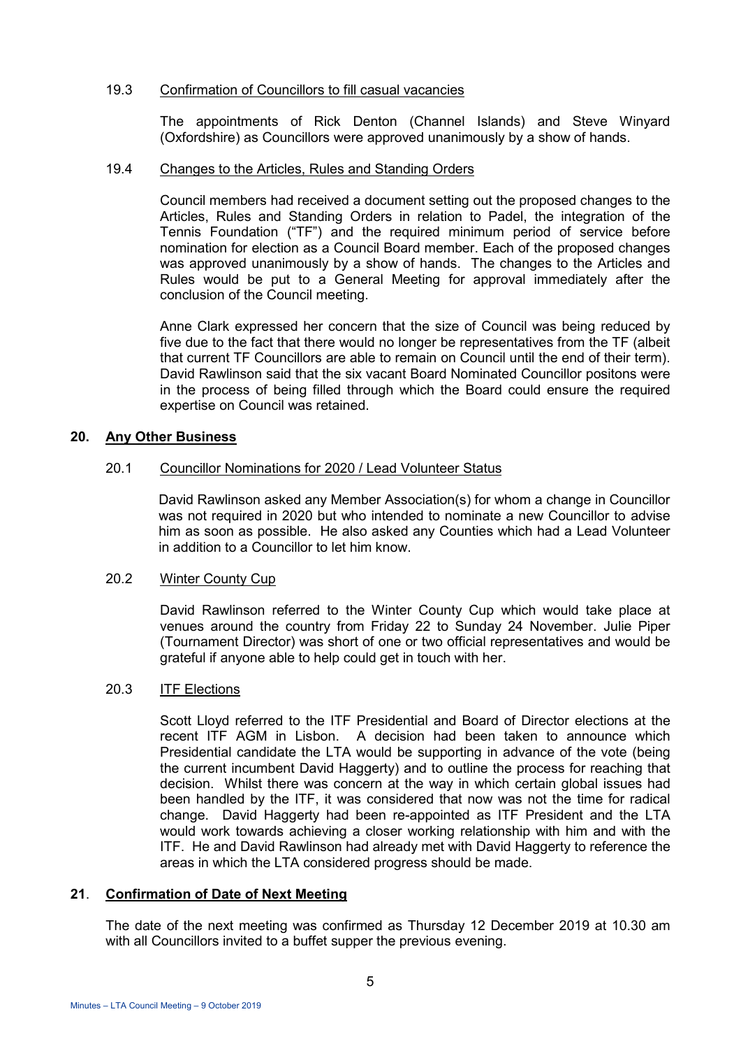19.3 Confirmation of Councillors to fill casual vacancies

The appointments of Rick Denton (Channel Islands) and Steve Winyard (Oxfordshire) as Councillors were approved unanimously by a show of hands.

19.4 Changes to the Articles, Rules and Standing Orders

Council members had received a document setting out the proposed changes to the Articles, Rules and Standing Orders in relation to Padel, the integration of the Tennis Foundation ("TF") and the required minimum period of service before nomination for election as a Council Board member. Each of the proposed changes was approved unanimously by a show of hands. The changes to the Articles and Rules would be put to a General Meeting for approval immediately after the conclusion of the Council meeting.

Anne Clark expressed her concern that the size of Council was being reduced by five due to the fact that there would no longer be representatives from the TF (albeit that current TF Councillors are able to remain on Council until the end of their term). David Rawlinson said that the six vacant Board Nominated Councillor positons were in the process of being filled through which the Board could ensure the required expertise on Council was retained.

## 20. Any Other Business

20.1 Councillor Nominations for 2020 / Lead Volunteer Status

David Rawlinson asked any Member Association(s) for whom a change in Councillor was not required in 2020 but who intended to nominate a new Councillor to advise him as soon as possible. He also asked any Counties which had a Lead Volunteer in addition to a Councillor to let him know.

20.2 Winter County Cup

David Rawlinson referred to the Winter County Cup which would take place at venues around the country from Friday 22 to Sunday 24 November. Julie Piper (Tournament Director) was short of one or two official representatives and would be grateful if anyone able to help could get in touch with her.

20.3 ITF Elections

Scott Lloyd referred to the ITF Presidential and Board of Director elections at the recent ITF AGM in Lisbon. A decision had been taken to announce which Presidential candidate the LTA would be supporting in advance of the vote (being the current incumbent David Haggerty) and to outline the process for reaching that decision. Whilst there was concern at the way in which certain global issues had been handled by the ITF, it was considered that now was not the time for radical change. David Haggerty had been re-appointed as ITF President and the LTA would work towards achieving a closer working relationship with him and with the ITF. He and David Rawlinson had already met with David Haggerty to reference the areas in which the LTA considered progress should be made.

## 21. Confirmation of Date of Next Meeting

The date of the next meeting was confirmed as Thursday 12 December 2019 at 10.30 am with all Councillors invited to a buffet supper the previous evening.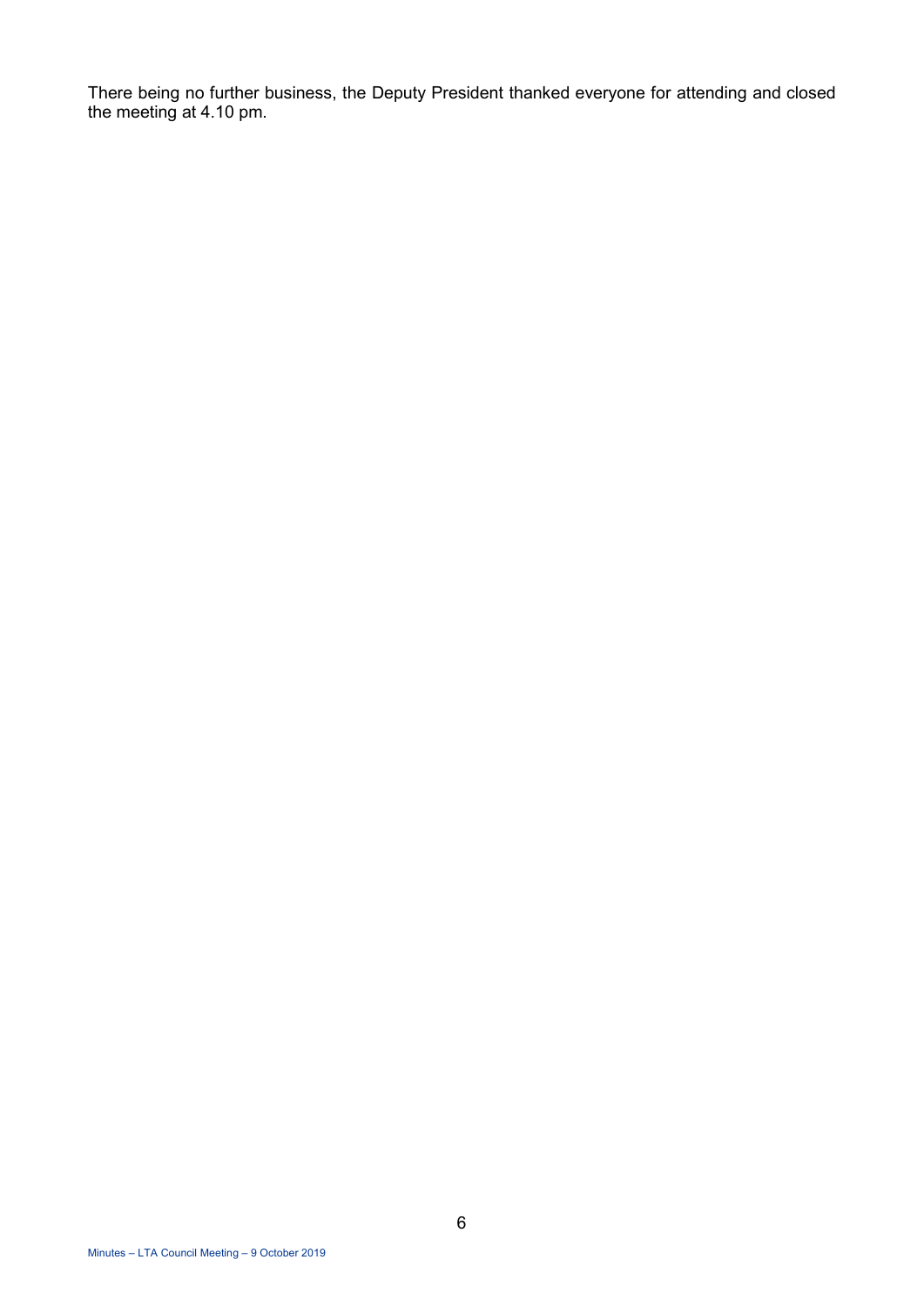There being no further business, the Deputy President thanked everyone for attending and closed the meeting at 4.10 pm.